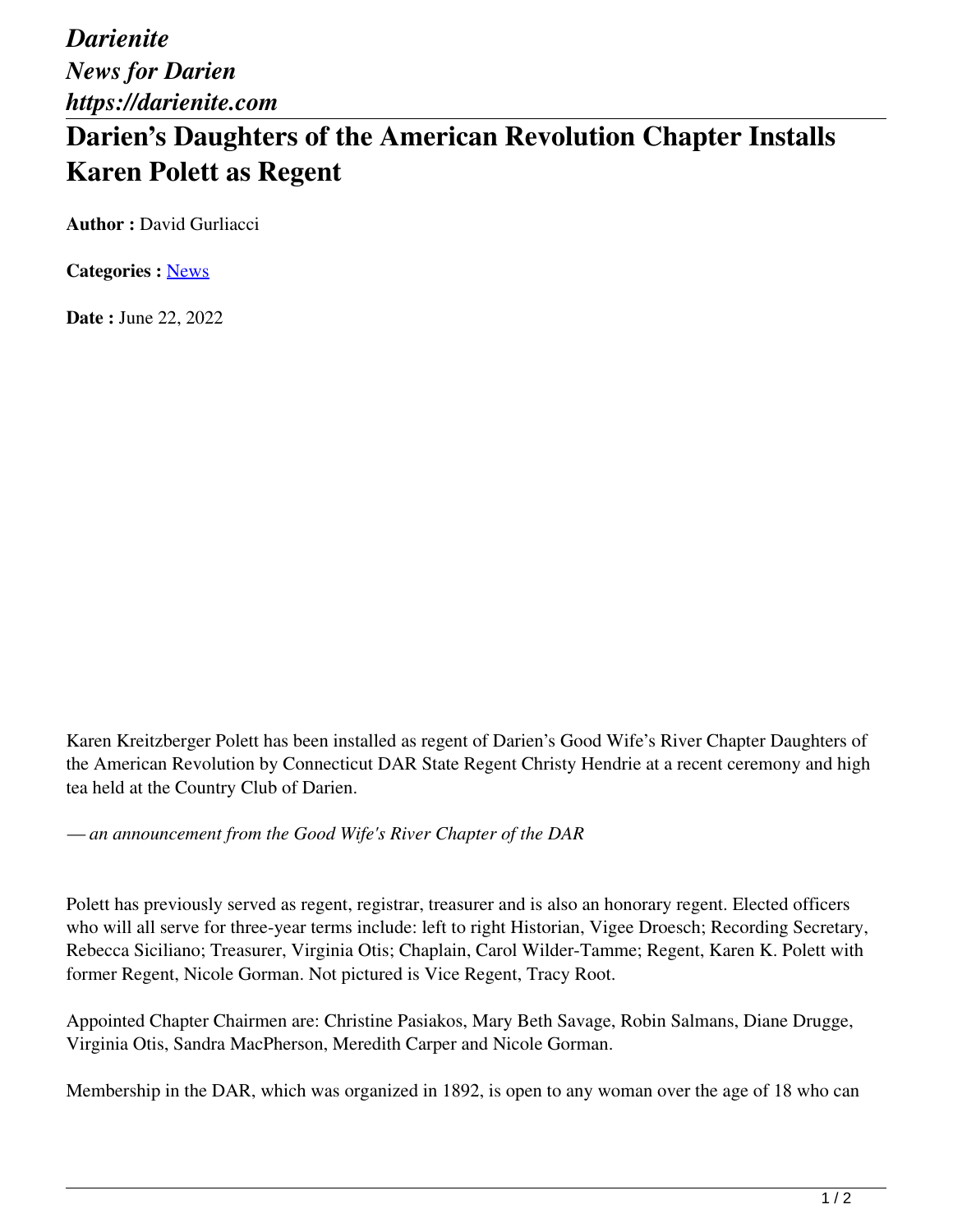*Darienite*
*News for Darien*
*https://darienite.com*

# Darien's Daughters of the American Revolution Chapter Installs Karen Polett as Regent

**Author :** David Gurliacci

**Categories :** News

**Date :** June 22, 2022

Karen Kreitzberger Polett has been installed as regent of Darien's Good Wife's River Chapter Daughters of the American Revolution by Connecticut DAR State Regent Christy Hendrie at a recent ceremony and high tea held at the Country Club of Darien.

*— an announcement from the Good Wife's River Chapter of the DAR*

Polett has previously served as regent, registrar, treasurer and is also an honorary regent. Elected officers who will all serve for three-year terms include: left to right Historian, Vigee Droesch; Recording Secretary, Rebecca Siciliano; Treasurer, Virginia Otis; Chaplain, Carol Wilder-Tamme; Regent, Karen K. Polett with former Regent, Nicole Gorman. Not pictured is Vice Regent, Tracy Root.

Appointed Chapter Chairmen are: Christine Pasiakos, Mary Beth Savage, Robin Salmans, Diane Drugge, Virginia Otis, Sandra MacPherson, Meredith Carper and Nicole Gorman.

Membership in the DAR, which was organized in 1892, is open to any woman over the age of 18 who can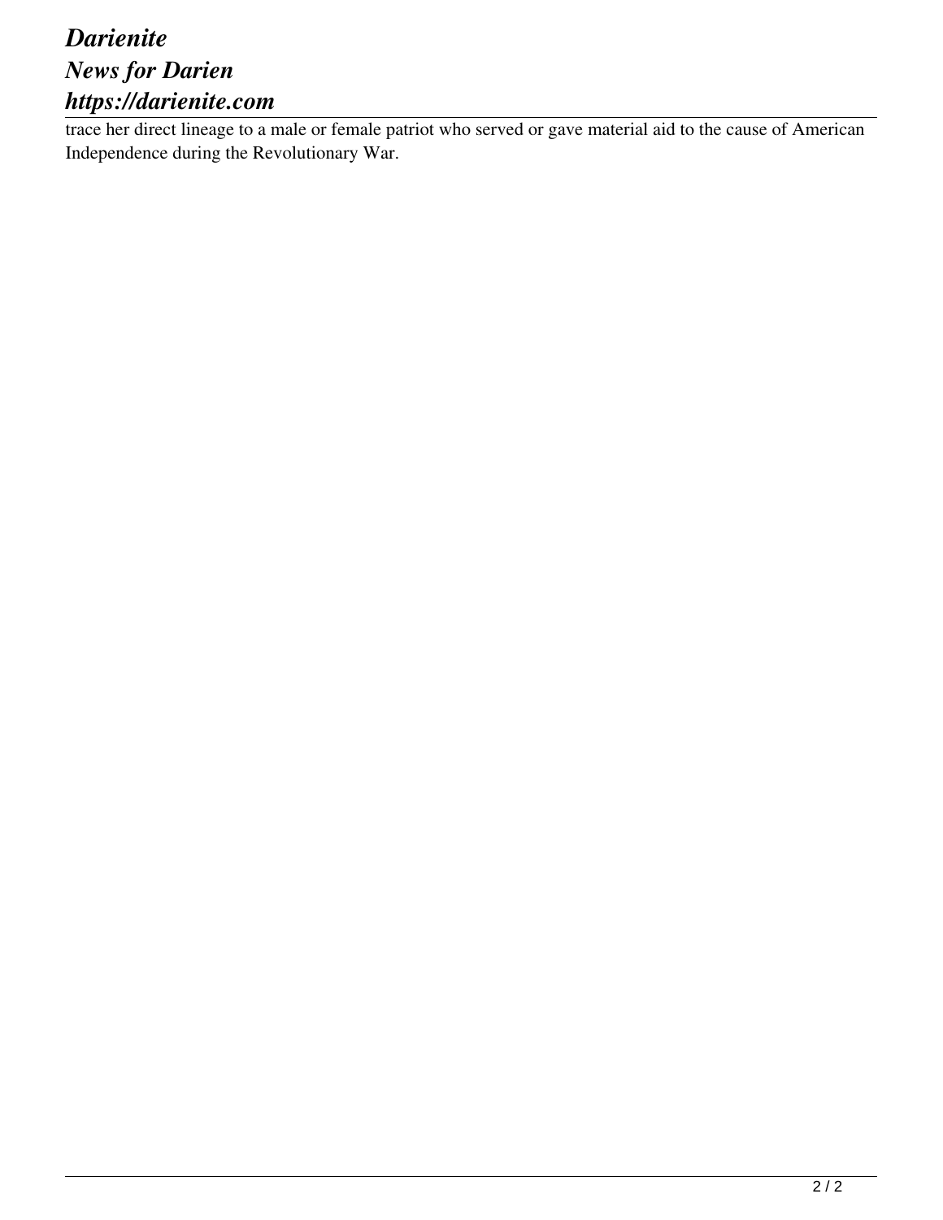trace her direct lineage to a male or female patriot who served or gave material aid to the cause of American Independence during the Revolutionary War.